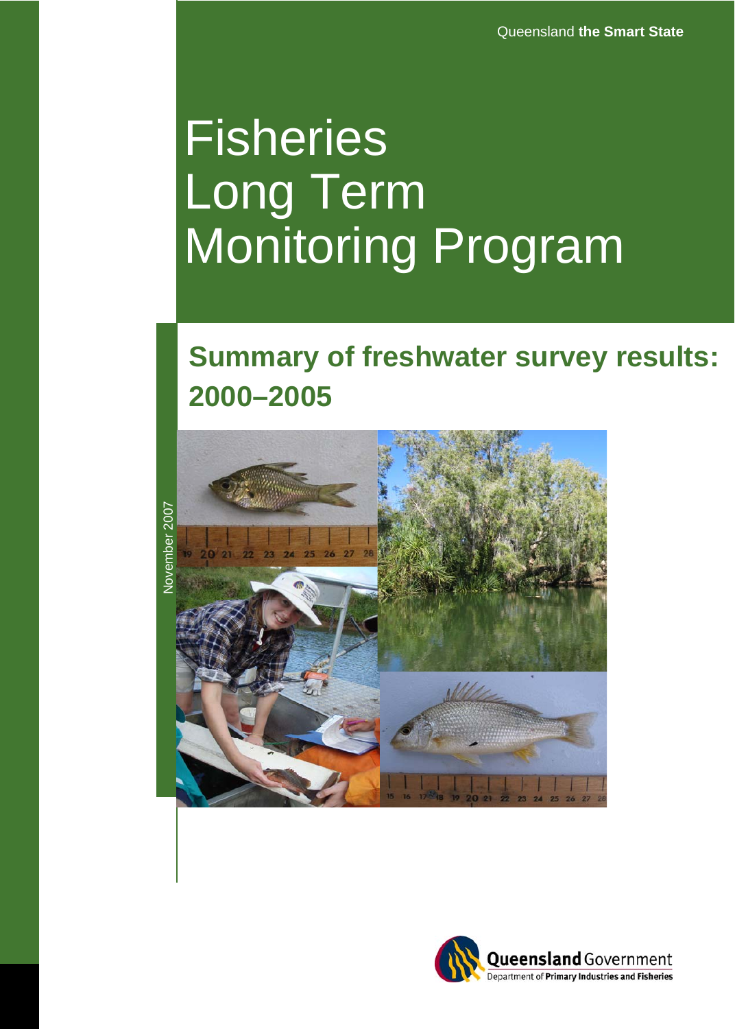Queensland **the Smart State**

# Fisheries Long Term Monitoring Program

## Summary of freshwater survey results: 2000–2005

November 2007

Queensland Government
Department of Primary Industries and Fisheries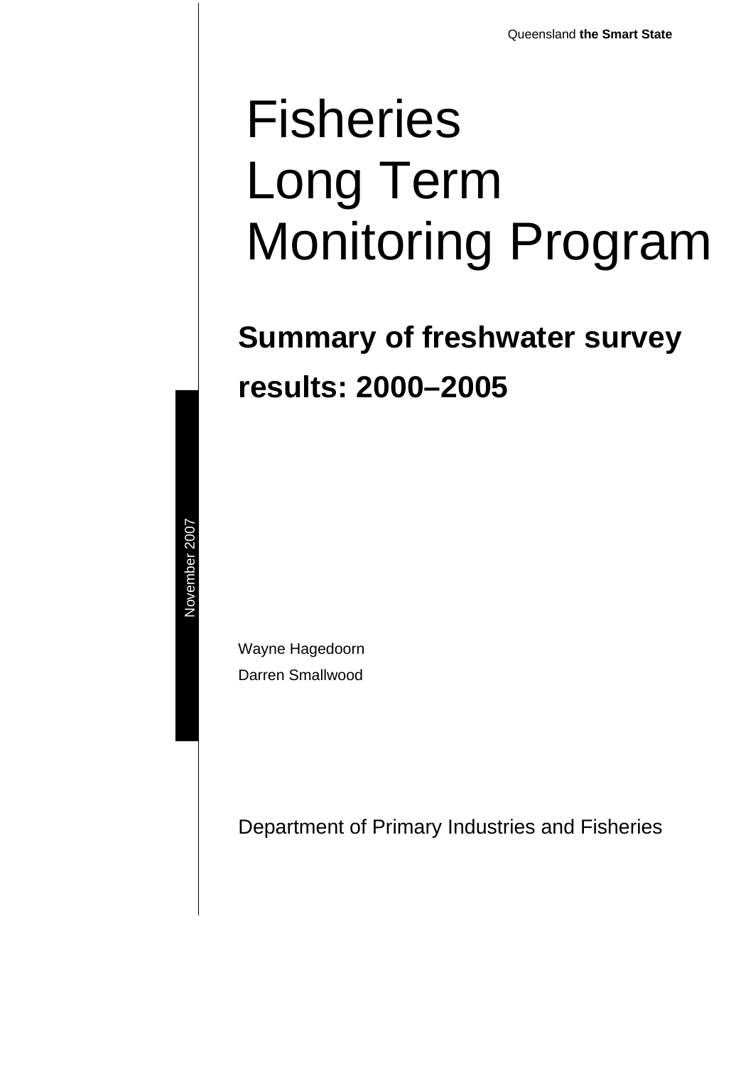Queensland **the Smart State**

# Fisheries Long Term Monitoring Program

## Summary of freshwater survey results: 2000–2005

November 2007

Wayne Hagedoorn

Darren Smallwood

Department of Primary Industries and Fisheries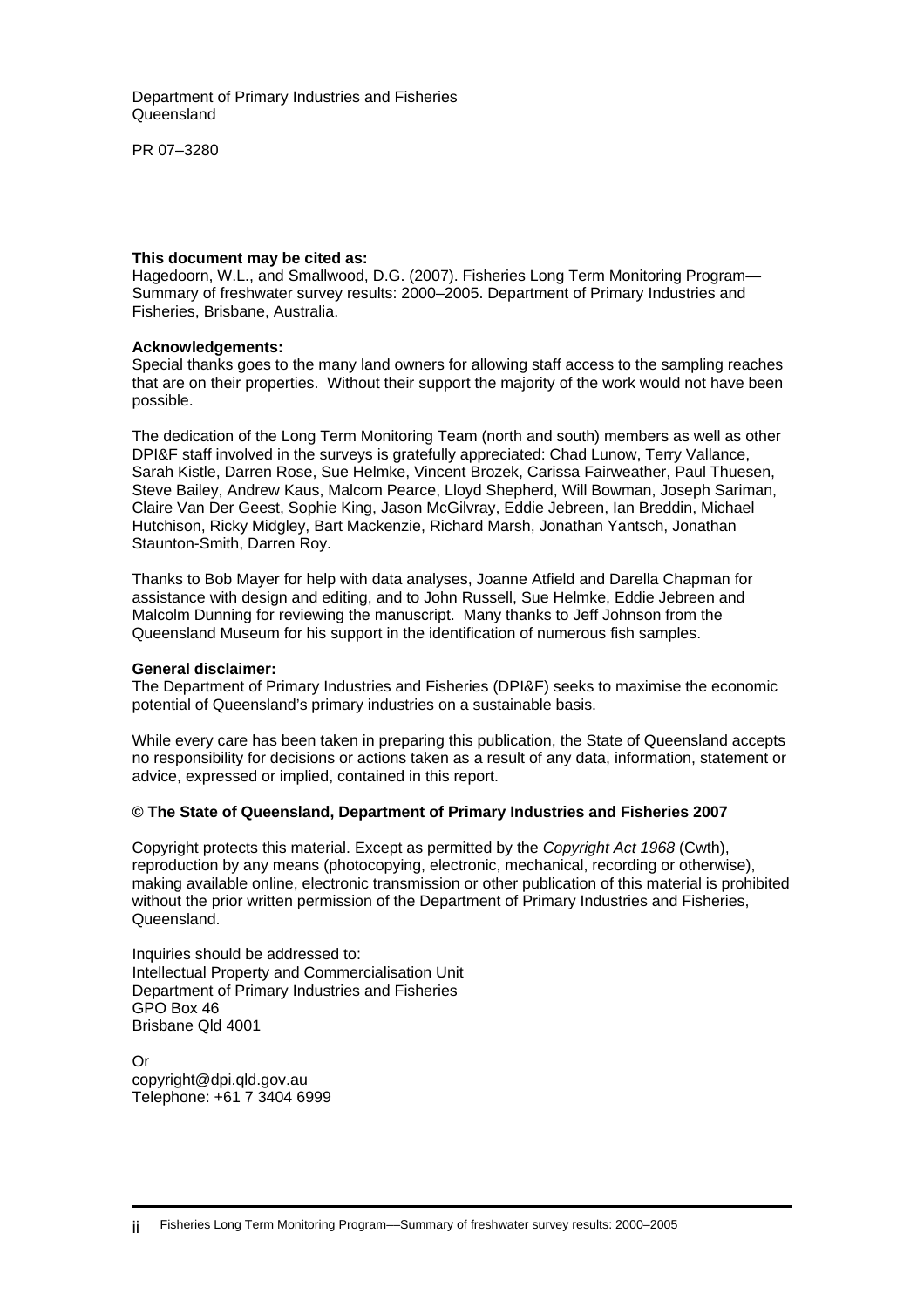Department of Primary Industries and Fisheries
Queensland

PR 07–3280

**This document may be cited as:**
Hagedoorn, W.L., and Smallwood, D.G. (2007). Fisheries Long Term Monitoring Program—Summary of freshwater survey results: 2000–2005. Department of Primary Industries and Fisheries, Brisbane, Australia.

**Acknowledgements:**
Special thanks goes to the many land owners for allowing staff access to the sampling reaches that are on their properties. Without their support the majority of the work would not have been possible.

The dedication of the Long Term Monitoring Team (north and south) members as well as other DPI&F staff involved in the surveys is gratefully appreciated: Chad Lunow, Terry Vallance, Sarah Kistle, Darren Rose, Sue Helmke, Vincent Brozek, Carissa Fairweather, Paul Thuesen, Steve Bailey, Andrew Kaus, Malcom Pearce, Lloyd Shepherd, Will Bowman, Joseph Sariman, Claire Van Der Geest, Sophie King, Jason McGilvray, Eddie Jebreen, Ian Breddin, Michael Hutchison, Ricky Midgley, Bart Mackenzie, Richard Marsh, Jonathan Yantsch, Jonathan Staunton-Smith, Darren Roy.

Thanks to Bob Mayer for help with data analyses, Joanne Atfield and Darella Chapman for assistance with design and editing, and to John Russell, Sue Helmke, Eddie Jebreen and Malcolm Dunning for reviewing the manuscript. Many thanks to Jeff Johnson from the Queensland Museum for his support in the identification of numerous fish samples.

**General disclaimer:**
The Department of Primary Industries and Fisheries (DPI&F) seeks to maximise the economic potential of Queensland's primary industries on a sustainable basis.

While every care has been taken in preparing this publication, the State of Queensland accepts no responsibility for decisions or actions taken as a result of any data, information, statement or advice, expressed or implied, contained in this report.

**© The State of Queensland, Department of Primary Industries and Fisheries 2007**

Copyright protects this material. Except as permitted by the *Copyright Act 1968* (Cwth), reproduction by any means (photocopying, electronic, mechanical, recording or otherwise), making available online, electronic transmission or other publication of this material is prohibited without the prior written permission of the Department of Primary Industries and Fisheries, Queensland.

Inquiries should be addressed to:
Intellectual Property and Commercialisation Unit
Department of Primary Industries and Fisheries
GPO Box 46
Brisbane Qld 4001

Or
copyright@dpi.qld.gov.au
Telephone: +61 7 3404 6999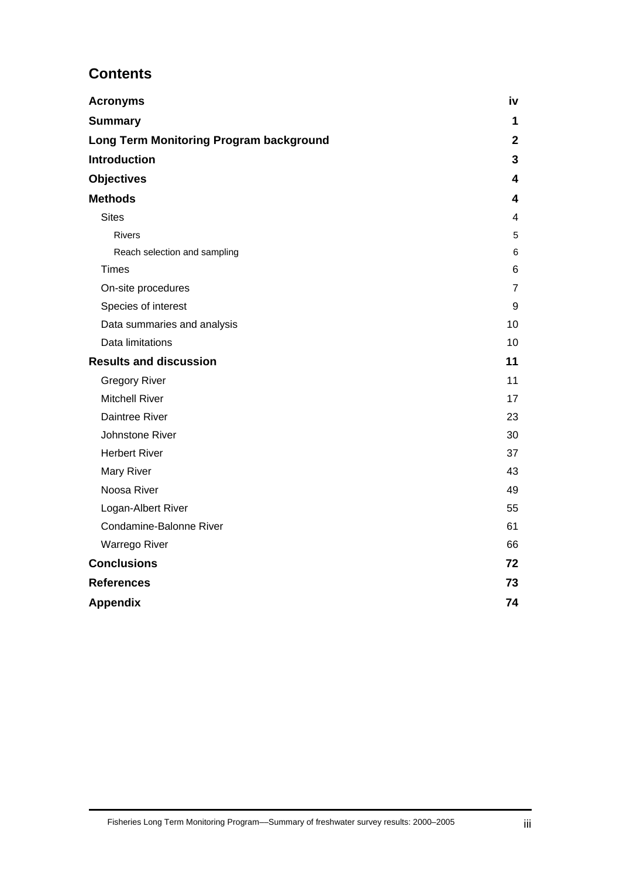## Contents

| | |
|---|---|
| **Acronyms** | **iv** |
| **Summary** | **1** |
| **Long Term Monitoring Program background** | **2** |
| **Introduction** | **3** |
| **Objectives** | **4** |
| **Methods** | **4** |
| Sites | 4 |
| Rivers | 5 |
| Reach selection and sampling | 6 |
| Times | 6 |
| On-site procedures | 7 |
| Species of interest | 9 |
| Data summaries and analysis | 10 |
| Data limitations | 10 |
| **Results and discussion** | **11** |
| Gregory River | 11 |
| Mitchell River | 17 |
| Daintree River | 23 |
| Johnstone River | 30 |
| Herbert River | 37 |
| Mary River | 43 |
| Noosa River | 49 |
| Logan-Albert River | 55 |
| Condamine-Balonne River | 61 |
| Warrego River | 66 |
| **Conclusions** | **72** |
| **References** | **73** |
| **Appendix** | **74** |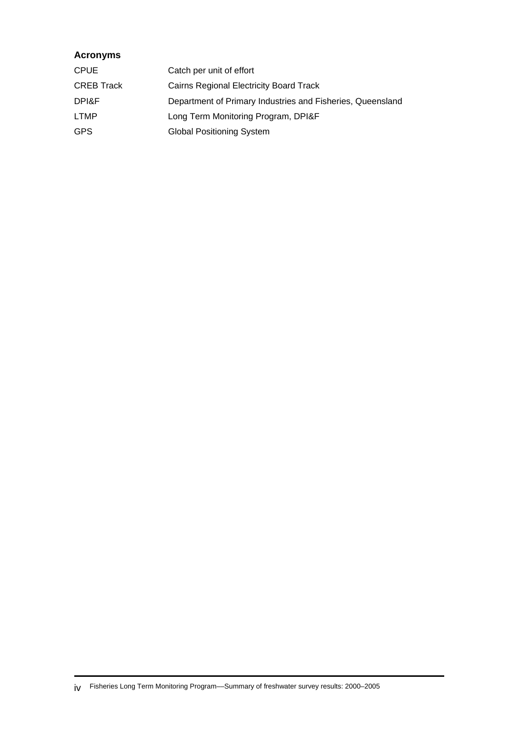## Acronyms

| | |
|---|---|
| CPUE | Catch per unit of effort |
| CREB Track | Cairns Regional Electricity Board Track |
| DPI&F | Department of Primary Industries and Fisheries, Queensland |
| LTMP | Long Term Monitoring Program, DPI&F |
| GPS | Global Positioning System |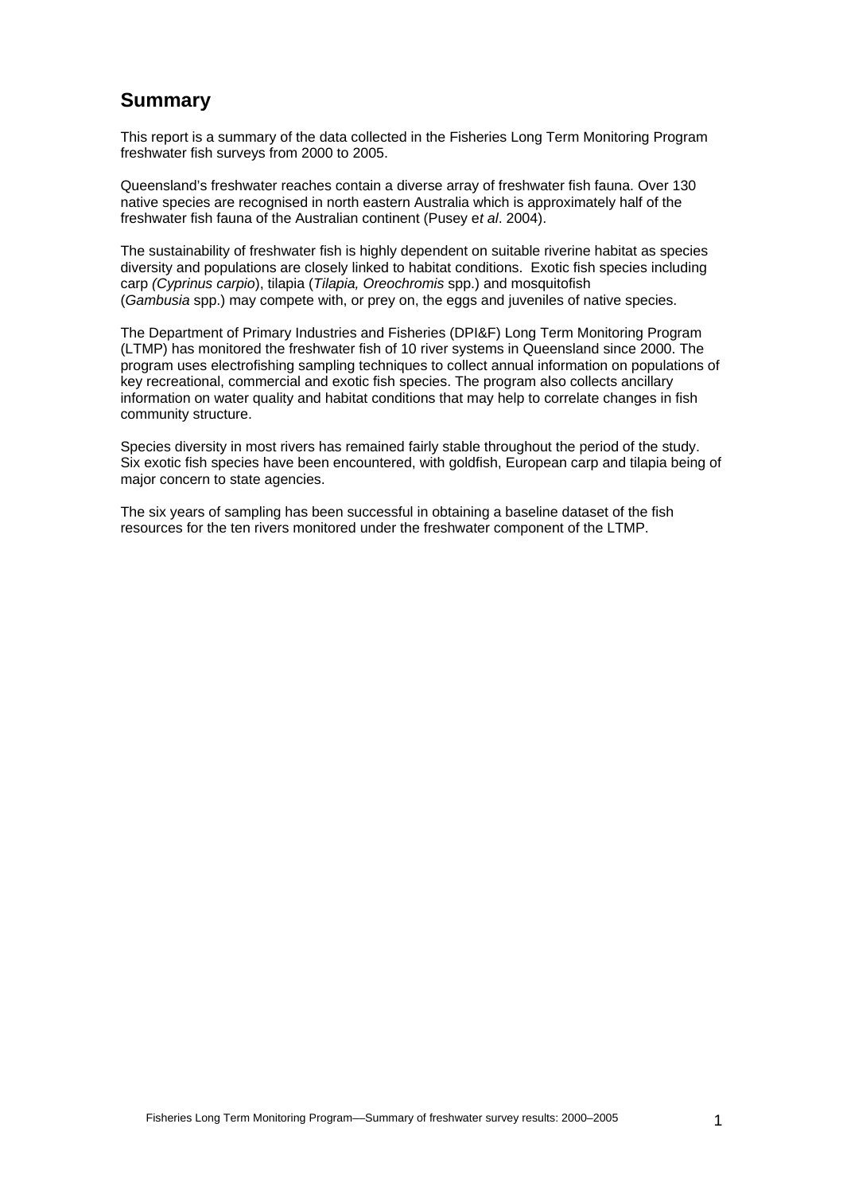## Summary

This report is a summary of the data collected in the Fisheries Long Term Monitoring Program freshwater fish surveys from 2000 to 2005.

Queensland's freshwater reaches contain a diverse array of freshwater fish fauna. Over 130 native species are recognised in north eastern Australia which is approximately half of the freshwater fish fauna of the Australian continent (Pusey e*t al*. 2004).

The sustainability of freshwater fish is highly dependent on suitable riverine habitat as species diversity and populations are closely linked to habitat conditions. Exotic fish species including carp *(Cyprinus carpio*), tilapia (*Tilapia, Oreochromis* spp.) and mosquitofish (*Gambusia* spp.) may compete with, or prey on, the eggs and juveniles of native species.

The Department of Primary Industries and Fisheries (DPI&F) Long Term Monitoring Program (LTMP) has monitored the freshwater fish of 10 river systems in Queensland since 2000. The program uses electrofishing sampling techniques to collect annual information on populations of key recreational, commercial and exotic fish species. The program also collects ancillary information on water quality and habitat conditions that may help to correlate changes in fish community structure.

Species diversity in most rivers has remained fairly stable throughout the period of the study. Six exotic fish species have been encountered, with goldfish, European carp and tilapia being of major concern to state agencies.

The six years of sampling has been successful in obtaining a baseline dataset of the fish resources for the ten rivers monitored under the freshwater component of the LTMP.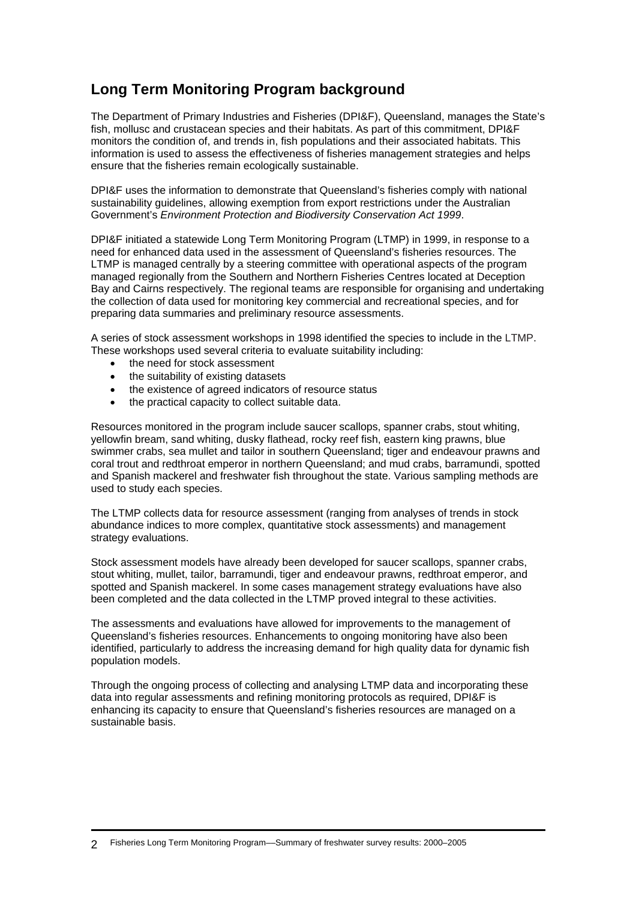## Long Term Monitoring Program background

The Department of Primary Industries and Fisheries (DPI&F), Queensland, manages the State's fish, mollusc and crustacean species and their habitats. As part of this commitment, DPI&F monitors the condition of, and trends in, fish populations and their associated habitats. This information is used to assess the effectiveness of fisheries management strategies and helps ensure that the fisheries remain ecologically sustainable.

DPI&F uses the information to demonstrate that Queensland's fisheries comply with national sustainability guidelines, allowing exemption from export restrictions under the Australian Government's *Environment Protection and Biodiversity Conservation Act 1999*.

DPI&F initiated a statewide Long Term Monitoring Program (LTMP) in 1999, in response to a need for enhanced data used in the assessment of Queensland's fisheries resources. The LTMP is managed centrally by a steering committee with operational aspects of the program managed regionally from the Southern and Northern Fisheries Centres located at Deception Bay and Cairns respectively. The regional teams are responsible for organising and undertaking the collection of data used for monitoring key commercial and recreational species, and for preparing data summaries and preliminary resource assessments.

A series of stock assessment workshops in 1998 identified the species to include in the LTMP. These workshops used several criteria to evaluate suitability including:

- the need for stock assessment
- the suitability of existing datasets
- the existence of agreed indicators of resource status
- the practical capacity to collect suitable data.

Resources monitored in the program include saucer scallops, spanner crabs, stout whiting, yellowfin bream, sand whiting, dusky flathead, rocky reef fish, eastern king prawns, blue swimmer crabs, sea mullet and tailor in southern Queensland; tiger and endeavour prawns and coral trout and redthroat emperor in northern Queensland; and mud crabs, barramundi, spotted and Spanish mackerel and freshwater fish throughout the state. Various sampling methods are used to study each species.

The LTMP collects data for resource assessment (ranging from analyses of trends in stock abundance indices to more complex, quantitative stock assessments) and management strategy evaluations.

Stock assessment models have already been developed for saucer scallops, spanner crabs, stout whiting, mullet, tailor, barramundi, tiger and endeavour prawns, redthroat emperor, and spotted and Spanish mackerel. In some cases management strategy evaluations have also been completed and the data collected in the LTMP proved integral to these activities.

The assessments and evaluations have allowed for improvements to the management of Queensland's fisheries resources. Enhancements to ongoing monitoring have also been identified, particularly to address the increasing demand for high quality data for dynamic fish population models.

Through the ongoing process of collecting and analysing LTMP data and incorporating these data into regular assessments and refining monitoring protocols as required, DPI&F is enhancing its capacity to ensure that Queensland's fisheries resources are managed on a sustainable basis.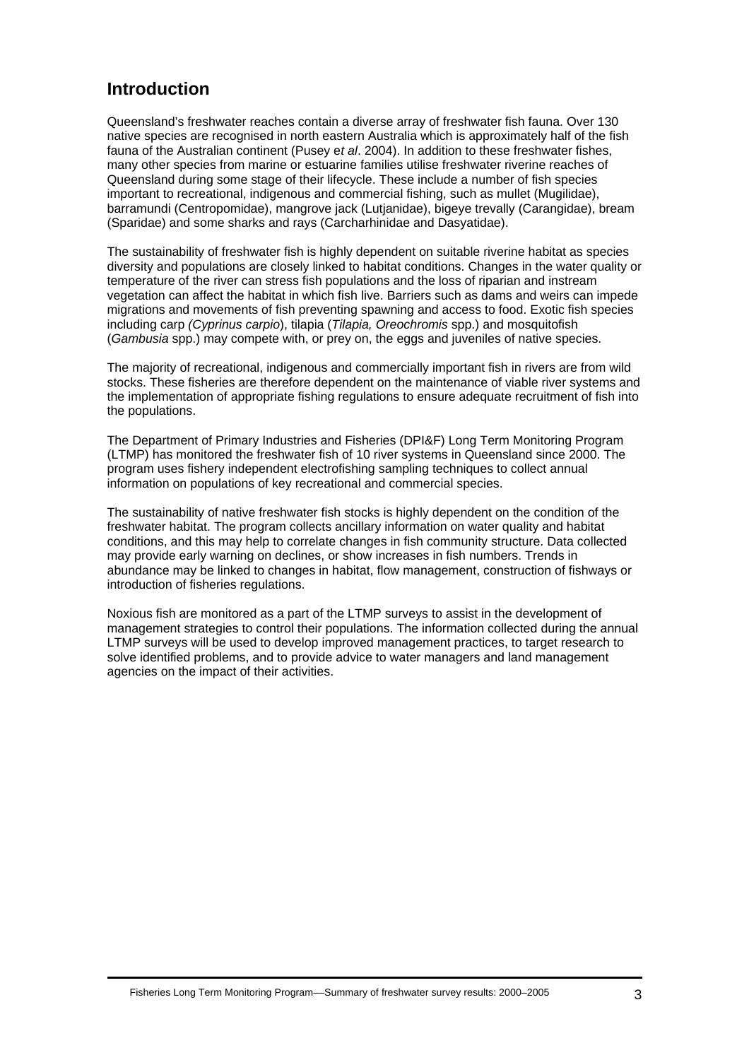## Introduction

Queensland's freshwater reaches contain a diverse array of freshwater fish fauna. Over 130 native species are recognised in north eastern Australia which is approximately half of the fish fauna of the Australian continent (Pusey e*t al*. 2004). In addition to these freshwater fishes, many other species from marine or estuarine families utilise freshwater riverine reaches of Queensland during some stage of their lifecycle. These include a number of fish species important to recreational, indigenous and commercial fishing, such as mullet (Mugilidae), barramundi (Centropomidae), mangrove jack (Lutjanidae), bigeye trevally (Carangidae), bream (Sparidae) and some sharks and rays (Carcharhinidae and Dasyatidae).

The sustainability of freshwater fish is highly dependent on suitable riverine habitat as species diversity and populations are closely linked to habitat conditions. Changes in the water quality or temperature of the river can stress fish populations and the loss of riparian and instream vegetation can affect the habitat in which fish live. Barriers such as dams and weirs can impede migrations and movements of fish preventing spawning and access to food. Exotic fish species including carp *(Cyprinus carpio*), tilapia (*Tilapia, Oreochromis* spp.) and mosquitofish (*Gambusia* spp.) may compete with, or prey on, the eggs and juveniles of native species.

The majority of recreational, indigenous and commercially important fish in rivers are from wild stocks. These fisheries are therefore dependent on the maintenance of viable river systems and the implementation of appropriate fishing regulations to ensure adequate recruitment of fish into the populations.

The Department of Primary Industries and Fisheries (DPI&F) Long Term Monitoring Program (LTMP) has monitored the freshwater fish of 10 river systems in Queensland since 2000. The program uses fishery independent electrofishing sampling techniques to collect annual information on populations of key recreational and commercial species.

The sustainability of native freshwater fish stocks is highly dependent on the condition of the freshwater habitat. The program collects ancillary information on water quality and habitat conditions, and this may help to correlate changes in fish community structure. Data collected may provide early warning on declines, or show increases in fish numbers. Trends in abundance may be linked to changes in habitat, flow management, construction of fishways or introduction of fisheries regulations.

Noxious fish are monitored as a part of the LTMP surveys to assist in the development of management strategies to control their populations. The information collected during the annual LTMP surveys will be used to develop improved management practices, to target research to solve identified problems, and to provide advice to water managers and land management agencies on the impact of their activities.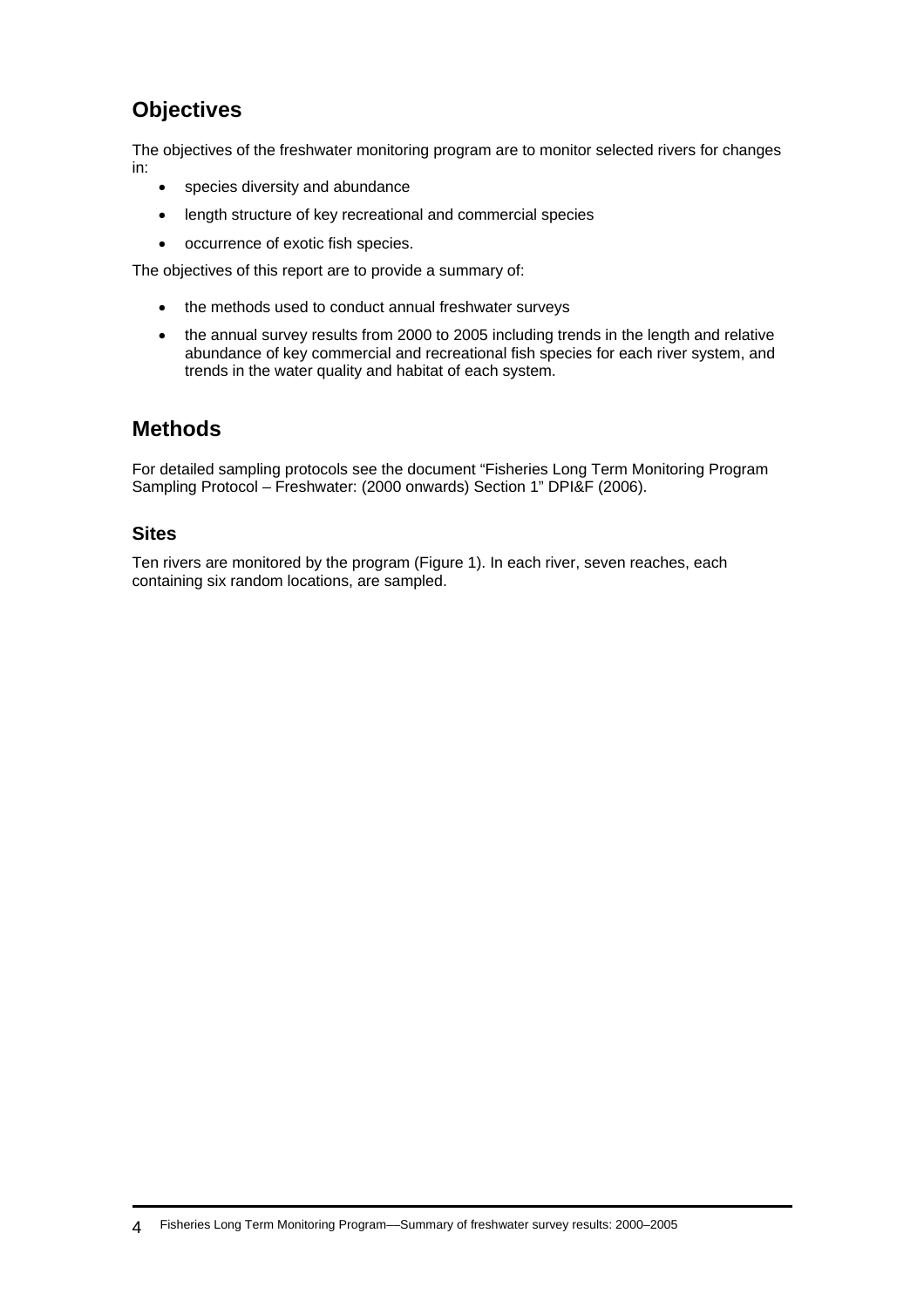## Objectives

The objectives of the freshwater monitoring program are to monitor selected rivers for changes in:

- species diversity and abundance
- length structure of key recreational and commercial species
- occurrence of exotic fish species.

The objectives of this report are to provide a summary of:

- the methods used to conduct annual freshwater surveys
- the annual survey results from 2000 to 2005 including trends in the length and relative abundance of key commercial and recreational fish species for each river system, and trends in the water quality and habitat of each system.

## Methods

For detailed sampling protocols see the document "Fisheries Long Term Monitoring Program Sampling Protocol – Freshwater: (2000 onwards) Section 1" DPI&F (2006).

### Sites

Ten rivers are monitored by the program (Figure 1). In each river, seven reaches, each containing six random locations, are sampled.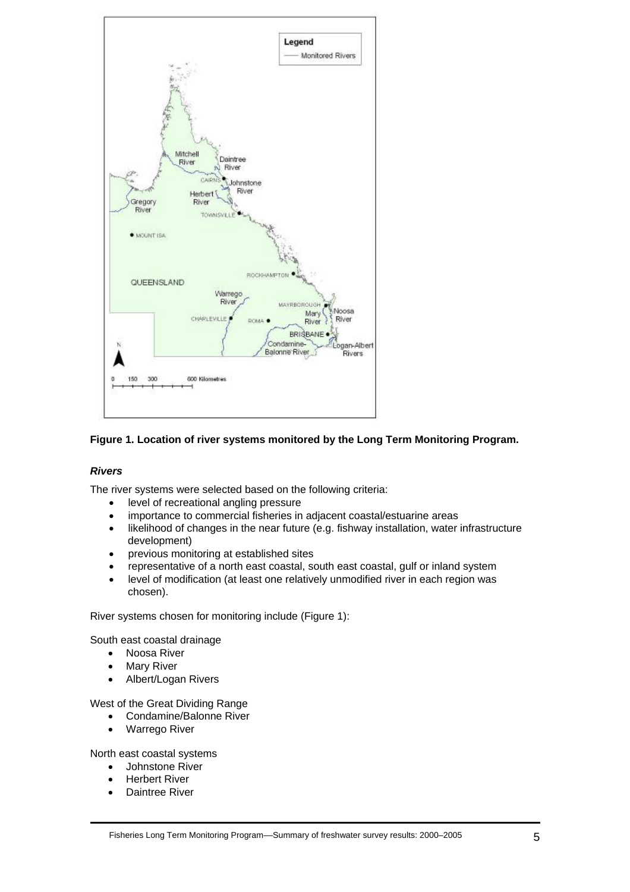Legend

Monitored Rivers

Mitchell River

Daintree River

CAIRNS

Johnstone River

Herbert River

Gregory River

TOWNSVILLE

MOUNT ISA

ROCKHAMPTON

QUEENSLAND

Warrego River

MAYRBOROUGH

Mary River

Noosa River

CHARLEVILLE

ROMA

BRISBANE

Condamine-Balonne River

Logan-Albert Rivers

N

0 150 300 600 Kilometres

**Figure 1. Location of river systems monitored by the Long Term Monitoring Program.**

### *Rivers*

The river systems were selected based on the following criteria:

- level of recreational angling pressure
- importance to commercial fisheries in adjacent coastal/estuarine areas
- likelihood of changes in the near future (e.g. fishway installation, water infrastructure development)
- previous monitoring at established sites
- representative of a north east coastal, south east coastal, gulf or inland system
- level of modification (at least one relatively unmodified river in each region was chosen).

River systems chosen for monitoring include (Figure 1):

South east coastal drainage

- Noosa River
- Mary River
- Albert/Logan Rivers

West of the Great Dividing Range

- Condamine/Balonne River
- Warrego River

North east coastal systems

- Johnstone River
- Herbert River
- Daintree River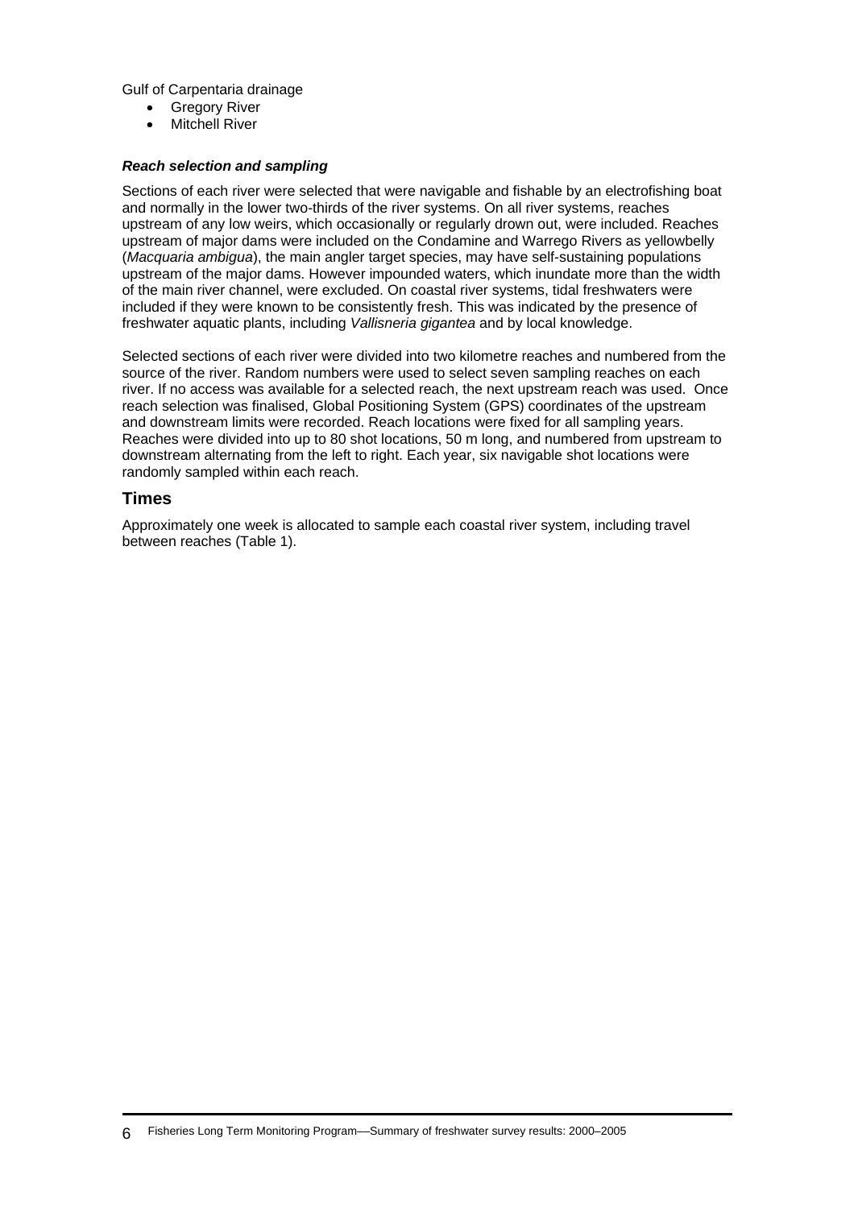Gulf of Carpentaria drainage

- Gregory River
- Mitchell River

#### *Reach selection and sampling*

Sections of each river were selected that were navigable and fishable by an electrofishing boat and normally in the lower two-thirds of the river systems. On all river systems, reaches upstream of any low weirs, which occasionally or regularly drown out, were included. Reaches upstream of major dams were included on the Condamine and Warrego Rivers as yellowbelly (*Macquaria ambigua*), the main angler target species, may have self-sustaining populations upstream of the major dams. However impounded waters, which inundate more than the width of the main river channel, were excluded. On coastal river systems, tidal freshwaters were included if they were known to be consistently fresh. This was indicated by the presence of freshwater aquatic plants, including *Vallisneria gigantea* and by local knowledge.

Selected sections of each river were divided into two kilometre reaches and numbered from the source of the river. Random numbers were used to select seven sampling reaches on each river. If no access was available for a selected reach, the next upstream reach was used. Once reach selection was finalised, Global Positioning System (GPS) coordinates of the upstream and downstream limits were recorded. Reach locations were fixed for all sampling years. Reaches were divided into up to 80 shot locations, 50 m long, and numbered from upstream to downstream alternating from the left to right. Each year, six navigable shot locations were randomly sampled within each reach.

## Times

Approximately one week is allocated to sample each coastal river system, including travel between reaches (Table 1).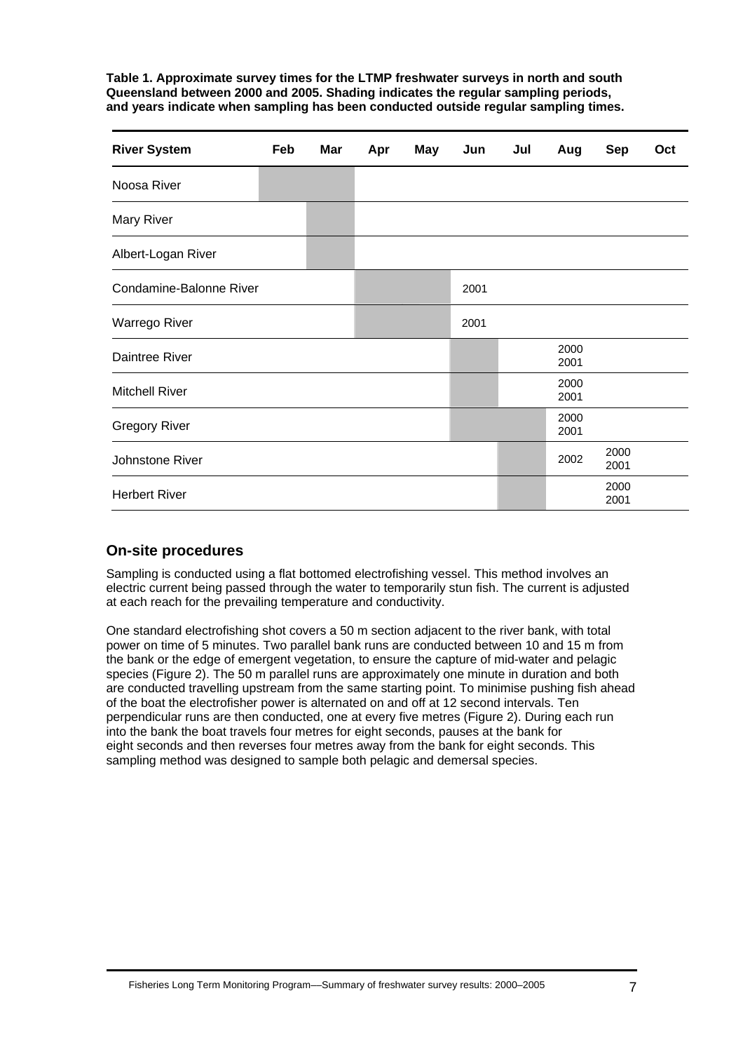**Table 1. Approximate survey times for the LTMP freshwater surveys in north and south Queensland between 2000 and 2005. Shading indicates the regular sampling periods, and years indicate when sampling has been conducted outside regular sampling times.**

| River System | Feb | Mar | Apr | May | Jun | Jul | Aug | Sep | Oct |
|---|---|---|---|---|---|---|---|---|---|
| Noosa River | | | | | | | | | |
| Mary River | | | | | | | | | |
| Albert-Logan River | | | | | | | | | |
| Condamine-Balonne River | | | | | 2001 | | | | |
| Warrego River | | | | | 2001 | | | | |
| Daintree River | | | | | | | 2000 2001 | | |
| Mitchell River | | | | | | | 2000 2001 | | |
| Gregory River | | | | | | | 2000 2001 | | |
| Johnstone River | | | | | | | 2002 | 2000 2001 | |
| Herbert River | | | | | | | | 2000 2001 | |

## On-site procedures

Sampling is conducted using a flat bottomed electrofishing vessel. This method involves an electric current being passed through the water to temporarily stun fish. The current is adjusted at each reach for the prevailing temperature and conductivity.

One standard electrofishing shot covers a 50 m section adjacent to the river bank, with total power on time of 5 minutes. Two parallel bank runs are conducted between 10 and 15 m from the bank or the edge of emergent vegetation, to ensure the capture of mid-water and pelagic species (Figure 2). The 50 m parallel runs are approximately one minute in duration and both are conducted travelling upstream from the same starting point. To minimise pushing fish ahead of the boat the electrofisher power is alternated on and off at 12 second intervals. Ten perpendicular runs are then conducted, one at every five metres (Figure 2). During each run into the bank the boat travels four metres for eight seconds, pauses at the bank for eight seconds and then reverses four metres away from the bank for eight seconds. This sampling method was designed to sample both pelagic and demersal species.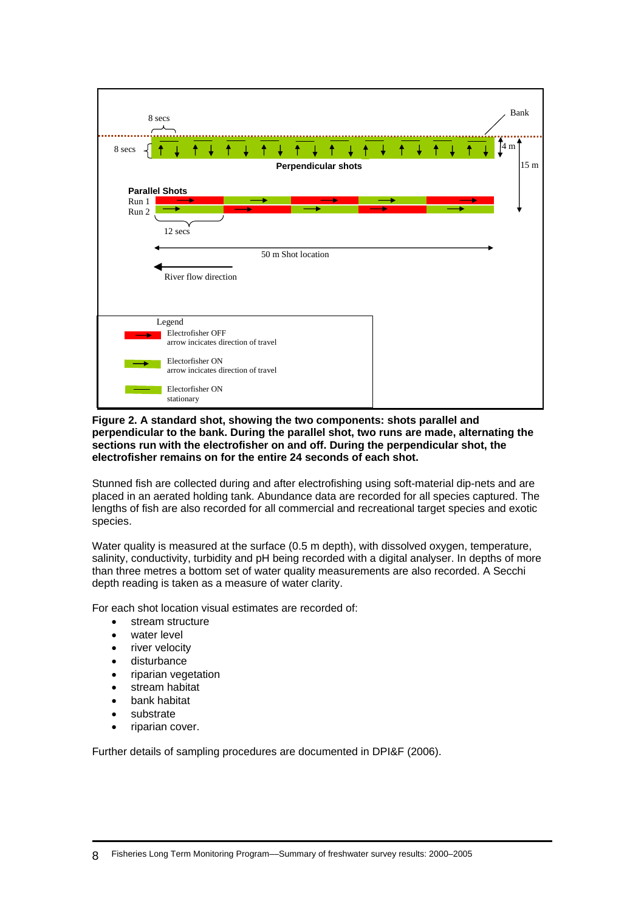8 secs

Bank

8 secs

4 m

15 m

Perpendicular shots

Parallel Shots

Run 1

Run 2

12 secs

50 m Shot location

River flow direction

Legend

Electrofisher OFF
arrow inicates direction of travel

Electorfisher ON
arrow inicates direction of travel

Electorfisher ON
stationary

**Figure 2. A standard shot, showing the two components: shots parallel and perpendicular to the bank. During the parallel shot, two runs are made, alternating the sections run with the electrofisher on and off. During the perpendicular shot, the electrofisher remains on for the entire 24 seconds of each shot.**

Stunned fish are collected during and after electrofishing using soft-material dip-nets and are placed in an aerated holding tank. Abundance data are recorded for all species captured. The lengths of fish are also recorded for all commercial and recreational target species and exotic species.

Water quality is measured at the surface (0.5 m depth), with dissolved oxygen, temperature, salinity, conductivity, turbidity and pH being recorded with a digital analyser. In depths of more than three metres a bottom set of water quality measurements are also recorded. A Secchi depth reading is taken as a measure of water clarity.

For each shot location visual estimates are recorded of:

- stream structure
- water level
- river velocity
- disturbance
- riparian vegetation
- stream habitat
- bank habitat
- substrate
- riparian cover.

Further details of sampling procedures are documented in DPI&F (2006).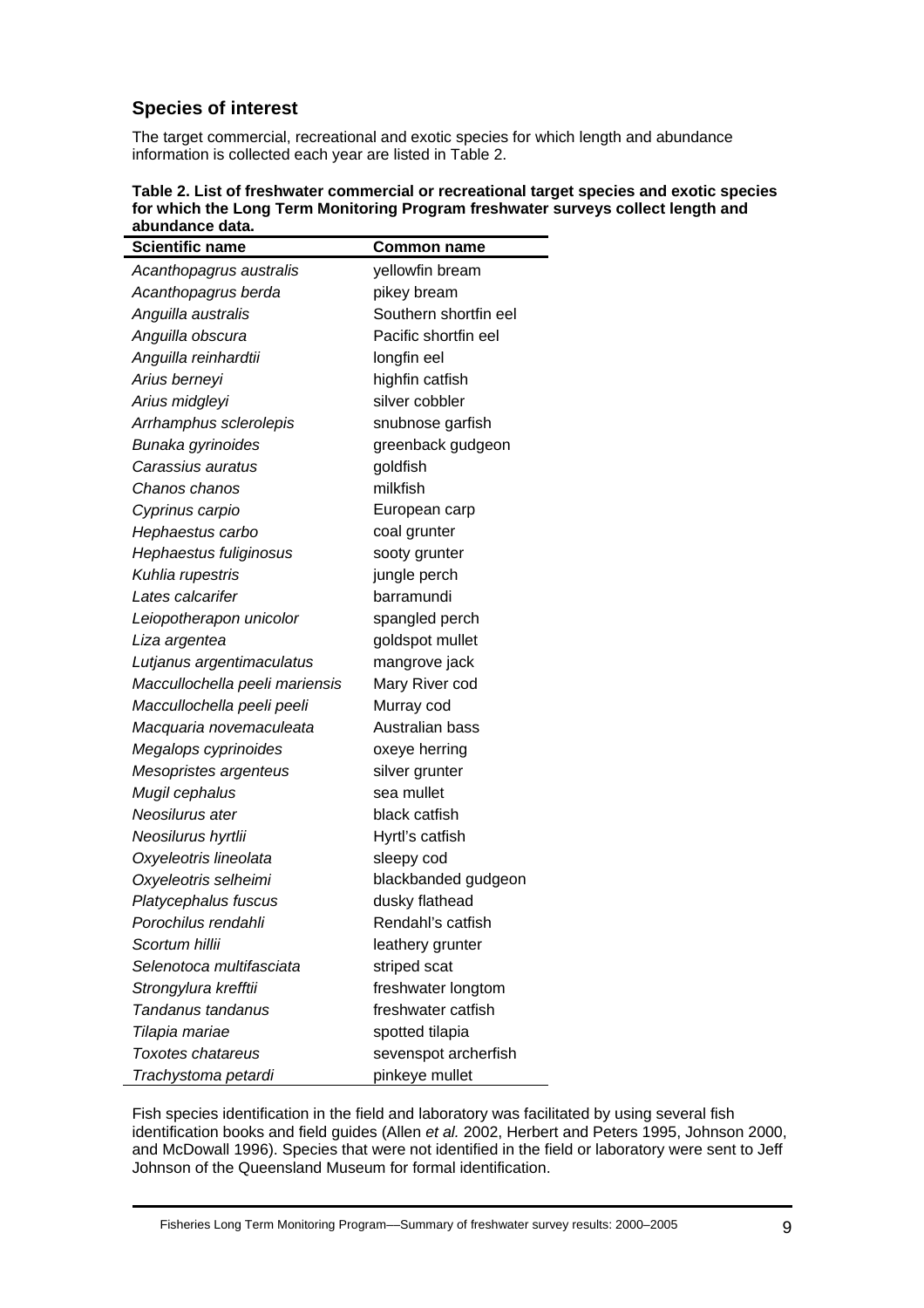## Species of interest

The target commercial, recreational and exotic species for which length and abundance information is collected each year are listed in Table 2.

**Table 2. List of freshwater commercial or recreational target species and exotic species for which the Long Term Monitoring Program freshwater surveys collect length and abundance data.**

| Scientific name | Common name |
|---|---|
| *Acanthopagrus australis* | yellowfin bream |
| *Acanthopagrus berda* | pikey bream |
| *Anguilla australis* | Southern shortfin eel |
| *Anguilla obscura* | Pacific shortfin eel |
| *Anguilla reinhardtii* | longfin eel |
| *Arius berneyi* | highfin catfish |
| *Arius midgleyi* | silver cobbler |
| *Arrhamphus sclerolepis* | snubnose garfish |
| *Bunaka gyrinoides* | greenback gudgeon |
| *Carassius auratus* | goldfish |
| *Chanos chanos* | milkfish |
| *Cyprinus carpio* | European carp |
| *Hephaestus carbo* | coal grunter |
| *Hephaestus fuliginosus* | sooty grunter |
| *Kuhlia rupestris* | jungle perch |
| *Lates calcarifer* | barramundi |
| *Leiopotherapon unicolor* | spangled perch |
| *Liza argentea* | goldspot mullet |
| *Lutjanus argentimaculatus* | mangrove jack |
| *Maccullochella peeli mariensis* | Mary River cod |
| *Maccullochella peeli peeli* | Murray cod |
| *Macquaria novemaculeata* | Australian bass |
| *Megalops cyprinoides* | oxeye herring |
| *Mesopristes argenteus* | silver grunter |
| *Mugil cephalus* | sea mullet |
| *Neosilurus ater* | black catfish |
| *Neosilurus hyrtlii* | Hyrtl's catfish |
| *Oxyeleotris lineolata* | sleepy cod |
| *Oxyeleotris selheimi* | blackbanded gudgeon |
| *Platycephalus fuscus* | dusky flathead |
| *Porochilus rendahli* | Rendahl's catfish |
| *Scortum hillii* | leathery grunter |
| *Selenotoca multifasciata* | striped scat |
| *Strongylura krefftii* | freshwater longtom |
| *Tandanus tandanus* | freshwater catfish |
| *Tilapia mariae* | spotted tilapia |
| *Toxotes chatareus* | sevenspot archerfish |
| *Trachystoma petardi* | pinkeye mullet |

Fish species identification in the field and laboratory was facilitated by using several fish identification books and field guides (Allen *et al.* 2002, Herbert and Peters 1995, Johnson 2000, and McDowall 1996). Species that were not identified in the field or laboratory were sent to Jeff Johnson of the Queensland Museum for formal identification.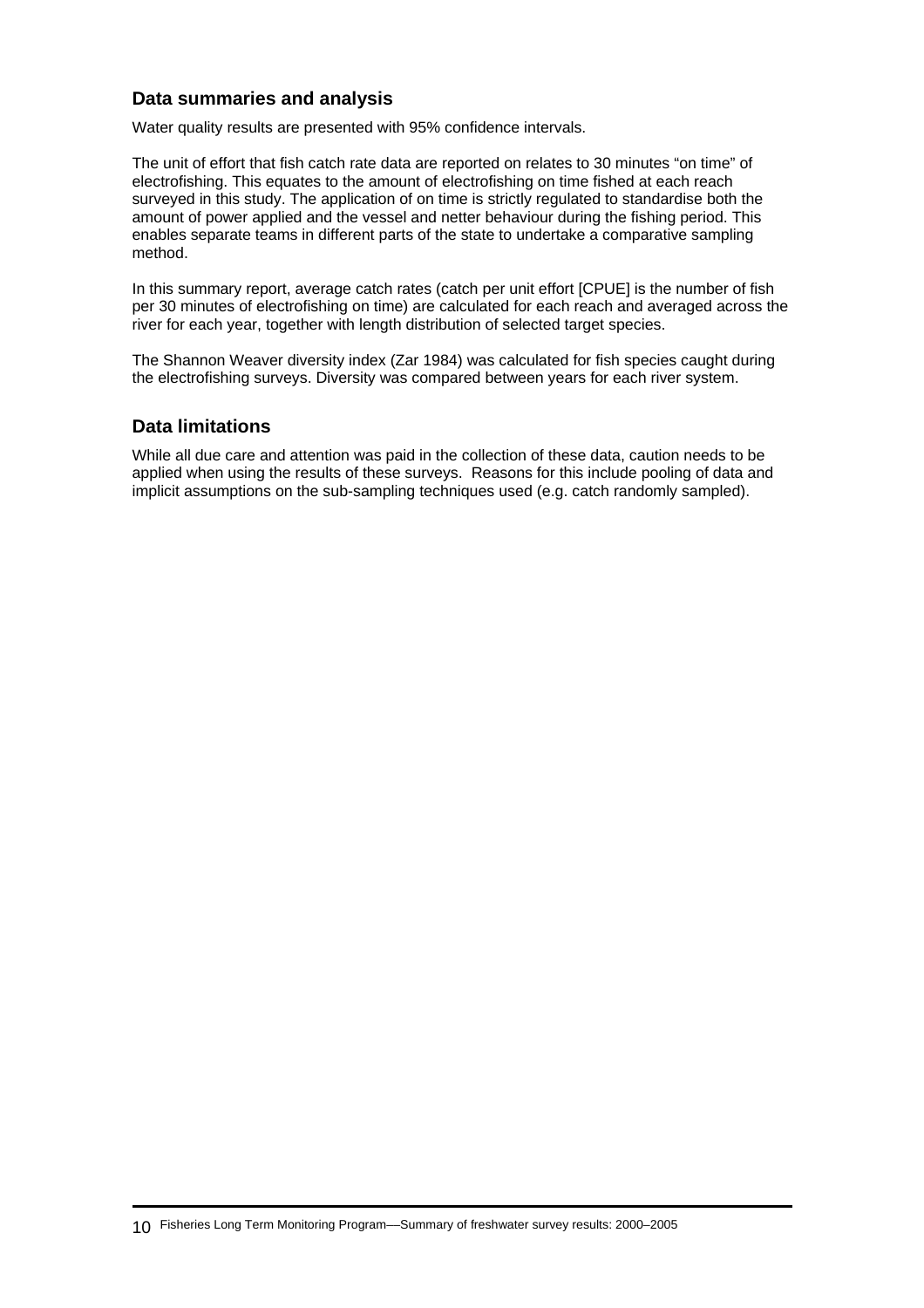## Data summaries and analysis

Water quality results are presented with 95% confidence intervals.

The unit of effort that fish catch rate data are reported on relates to 30 minutes "on time" of electrofishing. This equates to the amount of electrofishing on time fished at each reach surveyed in this study. The application of on time is strictly regulated to standardise both the amount of power applied and the vessel and netter behaviour during the fishing period. This enables separate teams in different parts of the state to undertake a comparative sampling method.

In this summary report, average catch rates (catch per unit effort [CPUE] is the number of fish per 30 minutes of electrofishing on time) are calculated for each reach and averaged across the river for each year, together with length distribution of selected target species.

The Shannon Weaver diversity index (Zar 1984) was calculated for fish species caught during the electrofishing surveys. Diversity was compared between years for each river system.

## Data limitations

While all due care and attention was paid in the collection of these data, caution needs to be applied when using the results of these surveys. Reasons for this include pooling of data and implicit assumptions on the sub-sampling techniques used (e.g. catch randomly sampled).